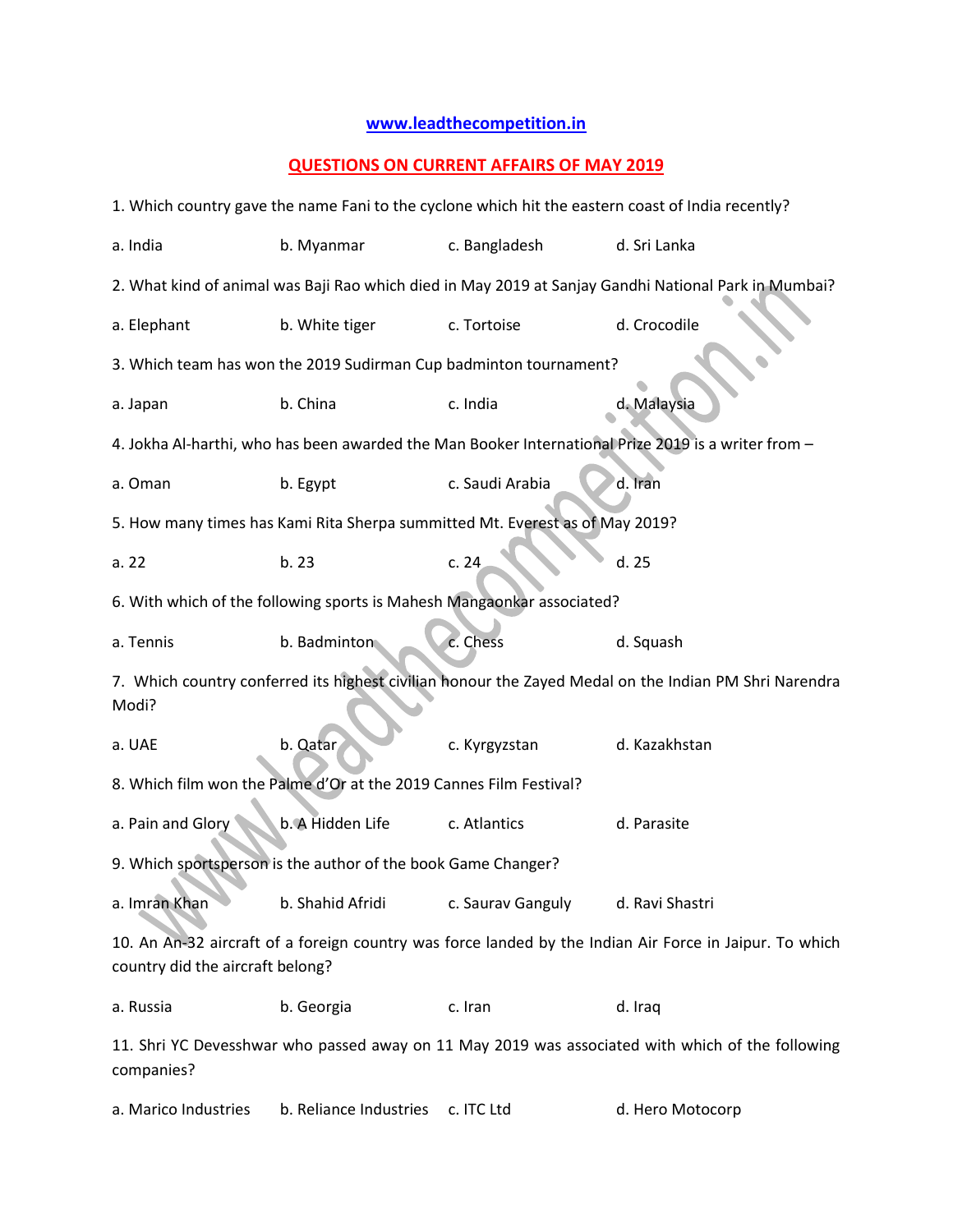**www.leadthecompetition.in**

## QUESTIONS ON CURRENT AFFAIRS OF MAY 2019

1. Which country gave the name Fani to the cyclone which hit the eastern coast of India recently?

a. India b. Myanmar c. Bangladesh d. Sri Lanka

2. What kind of animal was Baji Rao which died in May 2019 at Sanjay Gandhi National Park in Mumbai?

a. Elephant b. White tiger c. Tortoise d. Crocodile

3. Which team has won the 2019 Sudirman Cup badminton tournament?

a. Japan b. China c. India d. Malaysia

4. Jokha Al-harthi, who has been awarded the Man Booker International Prize 2019 is a writer from –

a. Oman b. Egypt c. Saudi Arabia d. Iran

5. How many times has Kami Rita Sherpa summitted Mt. Everest as of May 2019?

a. 22 b. 23 c. 24 d. 25

6. With which of the following sports is Mahesh Mangaonkar associated?

a. Tennis b. Badminton c. Chess d. Squash

7. Which country conferred its highest civilian honour the Zayed Medal on the Indian PM Shri Narendra Modi?

a. UAE b. Qatar c. Kyrgyzstan d. Kazakhstan

8. Which film won the Palme d'Or at the 2019 Cannes Film Festival?

a. Pain and Glory b. A Hidden Life c. Atlantics d. Parasite

9. Which sportsperson is the author of the book Game Changer?

a. Imran Khan b. Shahid Afridi c. Saurav Ganguly d. Ravi Shastri

10. An An-32 aircraft of a foreign country was force landed by the Indian Air Force in Jaipur. To which country did the aircraft belong?

a. Russia b. Georgia c. Iran d. Iraq

11. Shri YC Devesshwar who passed away on 11 May 2019 was associated with which of the following companies?

a. Marico Industries b. Reliance Industries c. ITC Ltd d. Hero Motocorp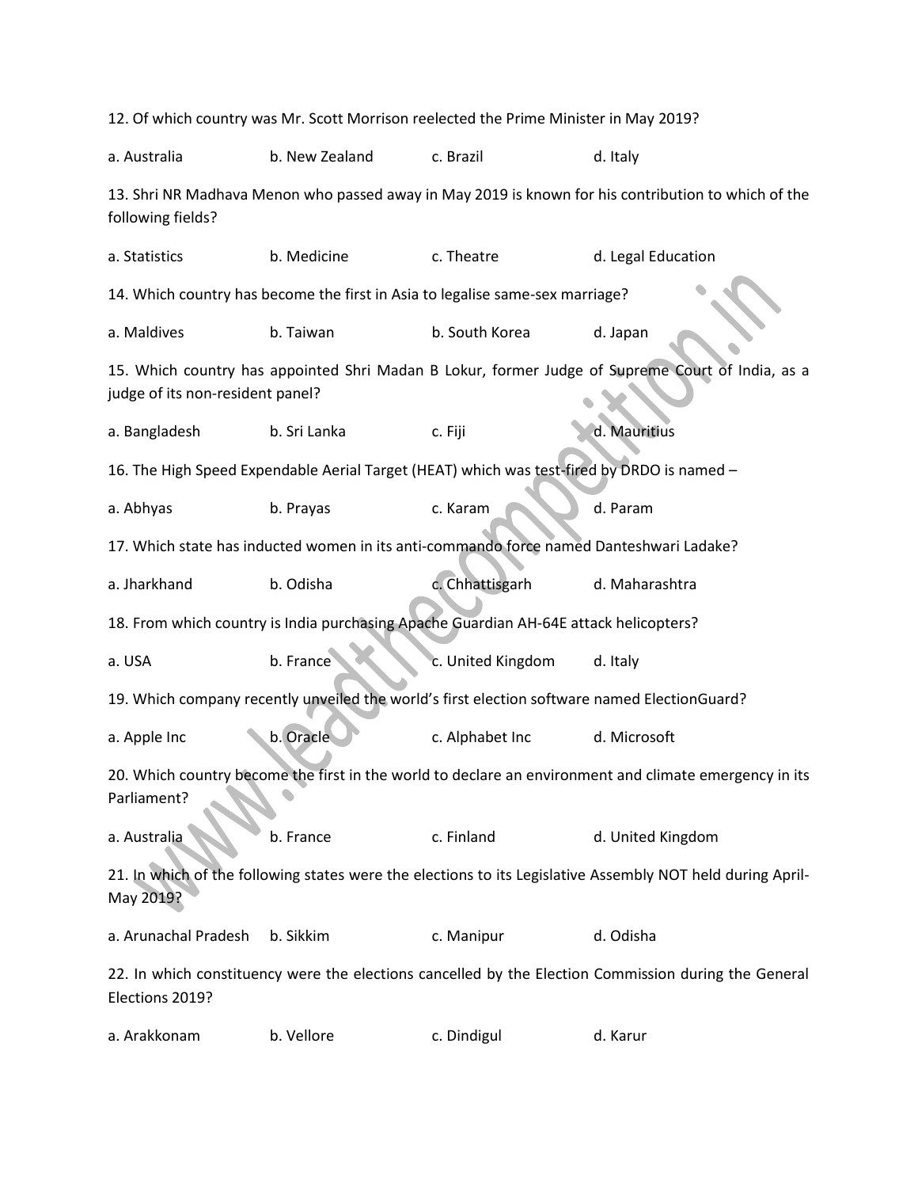12. Of which country was Mr. Scott Morrison reelected the Prime Minister in May 2019?

a. Australia b. New Zealand c. Brazil d. Italy

13. Shri NR Madhava Menon who passed away in May 2019 is known for his contribution to which of the following fields?

a. Statistics b. Medicine c. Theatre d. Legal Education

14. Which country has become the first in Asia to legalise same-sex marriage?

a. Maldives b. Taiwan b. South Korea d. Japan

15. Which country has appointed Shri Madan B Lokur, former Judge of Supreme Court of India, as a judge of its non-resident panel?

a. Bangladesh b. Sri Lanka c. Fiji d. Mauritius

16. The High Speed Expendable Aerial Target (HEAT) which was test-fired by DRDO is named –

a. Abhyas b. Prayas c. Karam d. Param

17. Which state has inducted women in its anti-commando force named Danteshwari Ladake?

a. Jharkhand b. Odisha c. Chhattisgarh d. Maharashtra

18. From which country is India purchasing Apache Guardian AH-64E attack helicopters?

a. USA b. France c. United Kingdom d. Italy

19. Which company recently unveiled the world's first election software named ElectionGuard?

a. Apple Inc b. Oracle c. Alphabet Inc d. Microsoft

20. Which country become the first in the world to declare an environment and climate emergency in its Parliament?

a. Australia b. France c. Finland d. United Kingdom

21. In which of the following states were the elections to its Legislative Assembly NOT held during April-May 2019?

a. Arunachal Pradesh b. Sikkim c. Manipur d. Odisha

22. In which constituency were the elections cancelled by the Election Commission during the General Elections 2019?

a. Arakkonam b. Vellore c. Dindigul d. Karur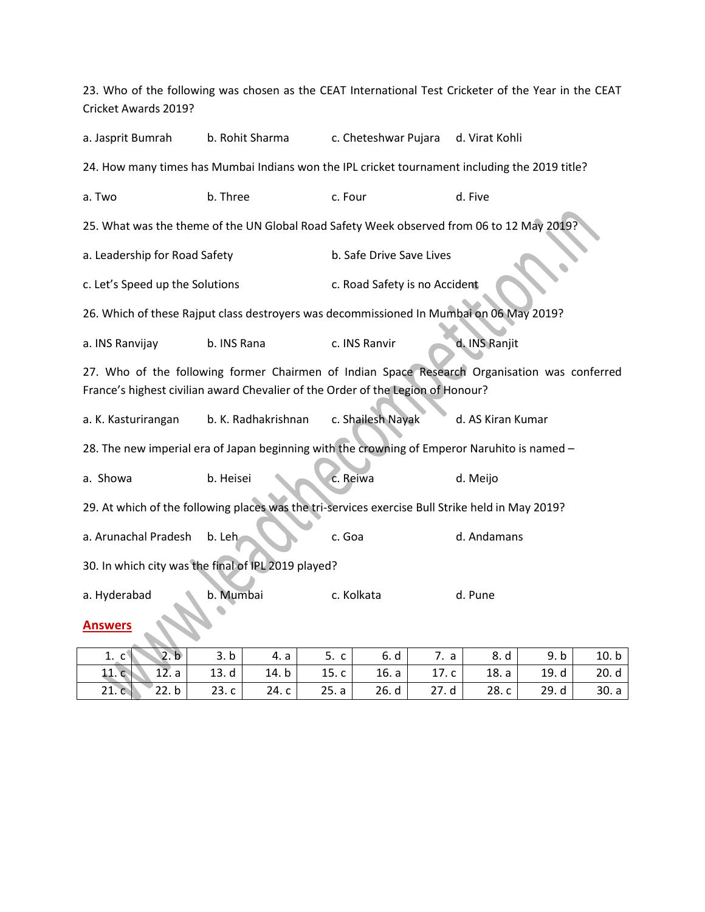23. Who of the following was chosen as the CEAT International Test Cricketer of the Year in the CEAT Cricket Awards 2019?

a. Jasprit Bumrah b. Rohit Sharma c. Cheteshwar Pujara d. Virat Kohli

24. How many times has Mumbai Indians won the IPL cricket tournament including the 2019 title?

a. Two b. Three c. Four d. Five

25. What was the theme of the UN Global Road Safety Week observed from 06 to 12 May 2019?

a. Leadership for Road Safety b. Safe Drive Save Lives

c. Let's Speed up the Solutions c. Road Safety is no Accident

26. Which of these Rajput class destroyers was decommissioned In Mumbai on 06 May 2019?

a. INS Ranvijay b. INS Rana c. INS Ranvir d. INS Ranjit

27. Who of the following former Chairmen of Indian Space Research Organisation was conferred France's highest civilian award Chevalier of the Order of the Legion of Honour?

a. K. Kasturirangan b. K. Radhakrishnan c. Shailesh Nayak d. AS Kiran Kumar

28. The new imperial era of Japan beginning with the crowning of Emperor Naruhito is named –

a. Showa b. Heisei c. Reiwa d. Meijo

29. At which of the following places was the tri-services exercise Bull Strike held in May 2019?

a. Arunachal Pradesh b. Leh c. Goa d. Andamans

30. In which city was the final of IPL 2019 played?

a. Hyderabad b. Mumbai c. Kolkata d. Pune

## Answers

| | | | | | | | | | |
|---|---|---|---|---|---|---|---|---|---|
| 1. c | 2. b | 3. b | 4. a | 5. c | 6. d | 7. a | 8. d | 9. b | 10. b |
| 11. c | 12. a | 13. d | 14. b | 15. c | 16. a | 17. c | 18. a | 19. d | 20. d |
| 21. c | 22. b | 23. c | 24. c | 25. a | 26. d | 27. d | 28. c | 29. d | 30. a |